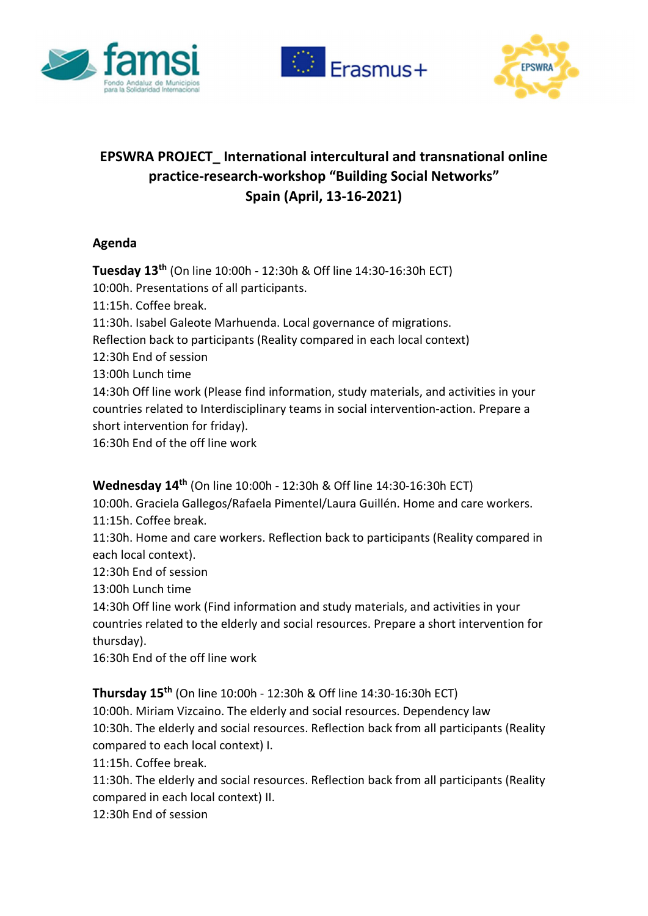# EPSWRA PROJECT_ International intercultural and transnational online practice-research-workshop "Building Social Networks"
# Spain (April, 13-16-2021)

## Agenda

**Tuesday 13th** (On line 10:00h - 12:30h & Off line 14:30-16:30h ECT)
10:00h. Presentations of all participants.
11:15h. Coffee break.
11:30h. Isabel Galeote Marhuenda. Local governance of migrations.
Reflection back to participants (Reality compared in each local context)
12:30h End of session
13:00h Lunch time
14:30h Off line work (Please find information, study materials, and activities in your countries related to Interdisciplinary teams in social intervention-action. Prepare a short intervention for friday).
16:30h End of the off line work

**Wednesday 14th** (On line 10:00h - 12:30h & Off line 14:30-16:30h ECT)
10:00h. Graciela Gallegos/Rafaela Pimentel/Laura Guillén. Home and care workers.
11:15h. Coffee break.
11:30h. Home and care workers. Reflection back to participants (Reality compared in each local context).
12:30h End of session
13:00h Lunch time
14:30h Off line work (Find information and study materials, and activities in your countries related to the elderly and social resources. Prepare a short intervention for thursday).
16:30h End of the off line work

**Thursday 15th** (On line 10:00h - 12:30h & Off line 14:30-16:30h ECT)
10:00h. Miriam Vizcaino. The elderly and social resources. Dependency law
10:30h. The elderly and social resources. Reflection back from all participants (Reality compared to each local context) I.
11:15h. Coffee break.
11:30h. The elderly and social resources. Reflection back from all participants (Reality compared in each local context) II.
12:30h End of session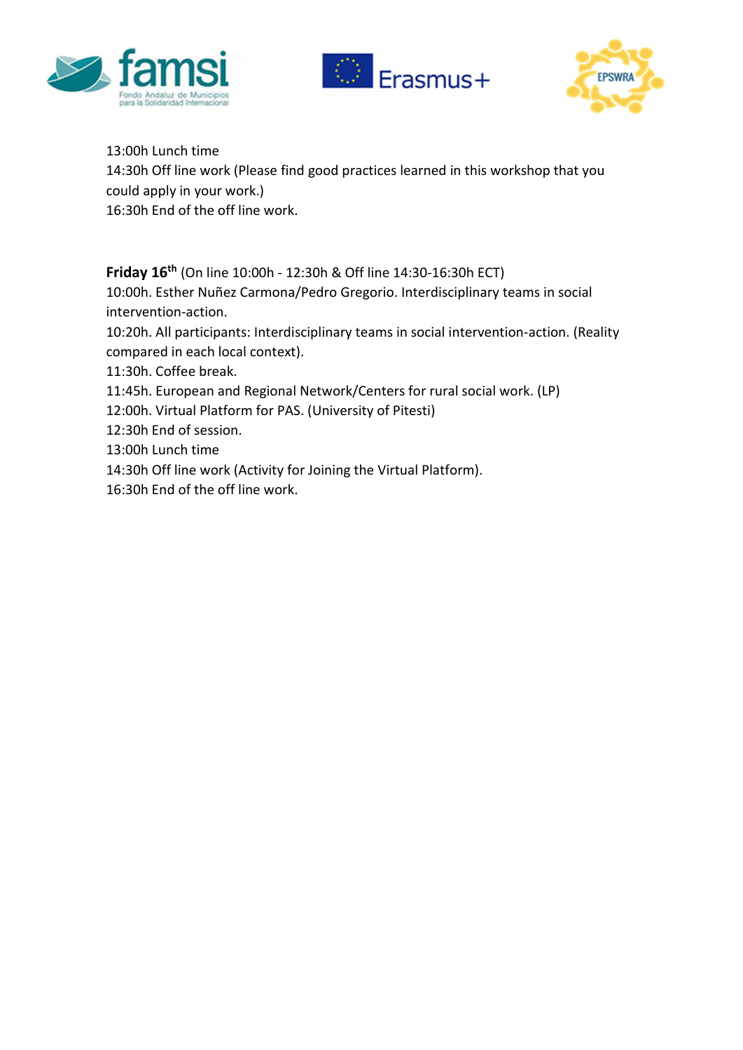13:00h Lunch time
14:30h Off line work (Please find good practices learned in this workshop that you could apply in your work.)
16:30h End of the off line work.

**Friday 16th** (On line 10:00h - 12:30h & Off line 14:30-16:30h ECT)
10:00h. Esther Nuñez Carmona/Pedro Gregorio. Interdisciplinary teams in social intervention-action.
10:20h. All participants: Interdisciplinary teams in social intervention-action. (Reality compared in each local context).
11:30h. Coffee break.
11:45h. European and Regional Network/Centers for rural social work. (LP)
12:00h. Virtual Platform for PAS. (University of Pitesti)
12:30h End of session.
13:00h Lunch time
14:30h Off line work (Activity for Joining the Virtual Platform).
16:30h End of the off line work.